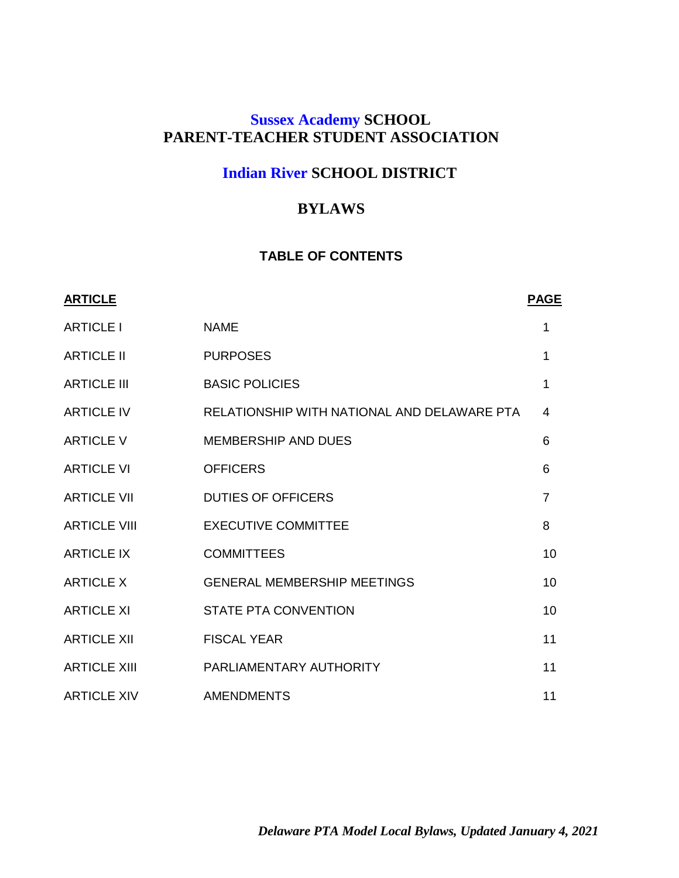# Sussex Academy SCHOOL
# PARENT-TEACHER STUDENT ASSOCIATION

## Indian River SCHOOL DISTRICT

## BYLAWS

### TABLE OF CONTENTS

| ARTICLE | | PAGE |
|---|---|---|
| ARTICLE I | NAME | 1 |
| ARTICLE II | PURPOSES | 1 |
| ARTICLE III | BASIC POLICIES | 1 |
| ARTICLE IV | RELATIONSHIP WITH NATIONAL AND DELAWARE PTA | 4 |
| ARTICLE V | MEMBERSHIP AND DUES | 6 |
| ARTICLE VI | OFFICERS | 6 |
| ARTICLE VII | DUTIES OF OFFICERS | 7 |
| ARTICLE VIII | EXECUTIVE COMMITTEE | 8 |
| ARTICLE IX | COMMITTEES | 10 |
| ARTICLE X | GENERAL MEMBERSHIP MEETINGS | 10 |
| ARTICLE XI | STATE PTA CONVENTION | 10 |
| ARTICLE XII | FISCAL YEAR | 11 |
| ARTICLE XIII | PARLIAMENTARY AUTHORITY | 11 |
| ARTICLE XIV | AMENDMENTS | 11 |

***Delaware PTA Model Local Bylaws, Updated January 4, 2021***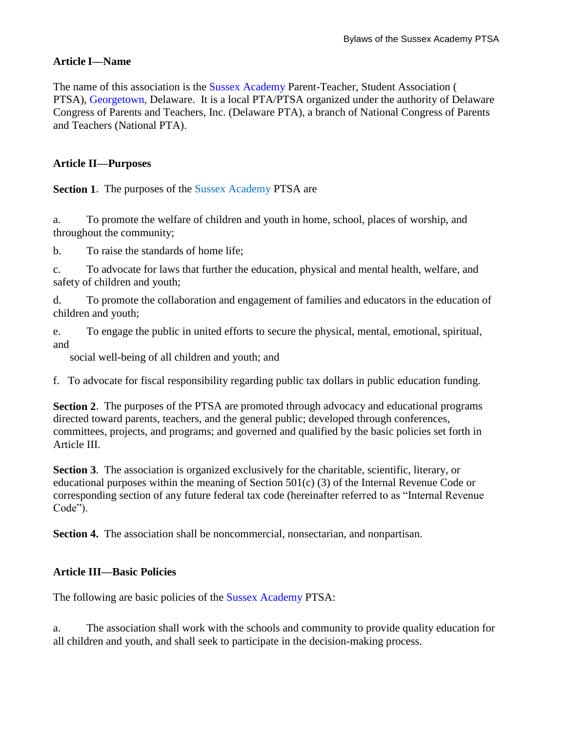**Article I—Name**

The name of this association is the Sussex Academy Parent-Teacher, Student Association ( PTSA), Georgetown, Delaware. It is a local PTA/PTSA organized under the authority of Delaware Congress of Parents and Teachers, Inc. (Delaware PTA), a branch of National Congress of Parents and Teachers (National PTA).

**Article II—Purposes**

**Section 1**. The purposes of the Sussex Academy PTSA are

a. To promote the welfare of children and youth in home, school, places of worship, and throughout the community;

b. To raise the standards of home life;

c. To advocate for laws that further the education, physical and mental health, welfare, and safety of children and youth;

d. To promote the collaboration and engagement of families and educators in the education of children and youth;

e. To engage the public in united efforts to secure the physical, mental, emotional, spiritual, and social well-being of all children and youth; and

f. To advocate for fiscal responsibility regarding public tax dollars in public education funding.

**Section 2**. The purposes of the PTSA are promoted through advocacy and educational programs directed toward parents, teachers, and the general public; developed through conferences, committees, projects, and programs; and governed and qualified by the basic policies set forth in Article III.

**Section 3**. The association is organized exclusively for the charitable, scientific, literary, or educational purposes within the meaning of Section 501(c) (3) of the Internal Revenue Code or corresponding section of any future federal tax code (hereinafter referred to as "Internal Revenue Code").

**Section 4.** The association shall be noncommercial, nonsectarian, and nonpartisan.

**Article III—Basic Policies**

The following are basic policies of the Sussex Academy PTSA:

a. The association shall work with the schools and community to provide quality education for all children and youth, and shall seek to participate in the decision-making process.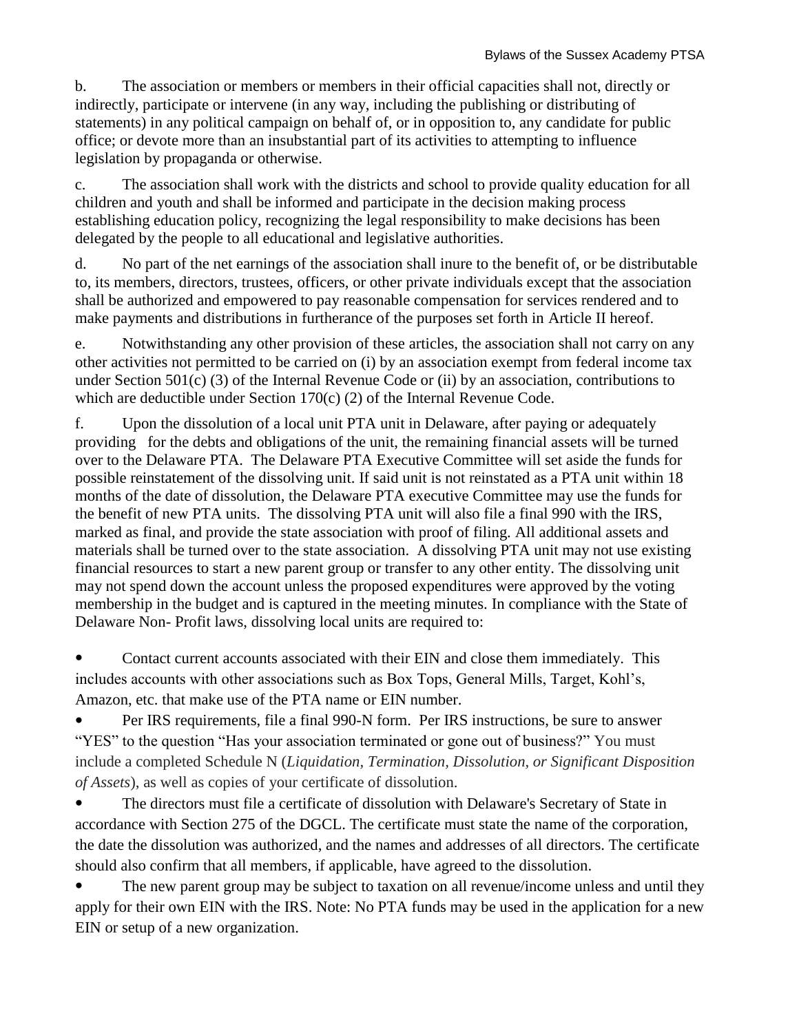b. The association or members or members in their official capacities shall not, directly or indirectly, participate or intervene (in any way, including the publishing or distributing of statements) in any political campaign on behalf of, or in opposition to, any candidate for public office; or devote more than an insubstantial part of its activities to attempting to influence legislation by propaganda or otherwise.

c. The association shall work with the districts and school to provide quality education for all children and youth and shall be informed and participate in the decision making process establishing education policy, recognizing the legal responsibility to make decisions has been delegated by the people to all educational and legislative authorities.

d. No part of the net earnings of the association shall inure to the benefit of, or be distributable to, its members, directors, trustees, officers, or other private individuals except that the association shall be authorized and empowered to pay reasonable compensation for services rendered and to make payments and distributions in furtherance of the purposes set forth in Article II hereof.

e. Notwithstanding any other provision of these articles, the association shall not carry on any other activities not permitted to be carried on (i) by an association exempt from federal income tax under Section 501(c) (3) of the Internal Revenue Code or (ii) by an association, contributions to which are deductible under Section 170(c) (2) of the Internal Revenue Code.

f. Upon the dissolution of a local unit PTA unit in Delaware, after paying or adequately providing for the debts and obligations of the unit, the remaining financial assets will be turned over to the Delaware PTA. The Delaware PTA Executive Committee will set aside the funds for possible reinstatement of the dissolving unit. If said unit is not reinstated as a PTA unit within 18 months of the date of dissolution, the Delaware PTA executive Committee may use the funds for the benefit of new PTA units. The dissolving PTA unit will also file a final 990 with the IRS, marked as final, and provide the state association with proof of filing. All additional assets and materials shall be turned over to the state association. A dissolving PTA unit may not use existing financial resources to start a new parent group or transfer to any other entity. The dissolving unit may not spend down the account unless the proposed expenditures were approved by the voting membership in the budget and is captured in the meeting minutes. In compliance with the State of Delaware Non- Profit laws, dissolving local units are required to:

- Contact current accounts associated with their EIN and close them immediately. This includes accounts with other associations such as Box Tops, General Mills, Target, Kohl's, Amazon, etc. that make use of the PTA name or EIN number.
- Per IRS requirements, file a final 990-N form. Per IRS instructions, be sure to answer "YES" to the question "Has your association terminated or gone out of business?" You must include a completed Schedule N (*Liquidation, Termination, Dissolution, or Significant Disposition of Assets*), as well as copies of your certificate of dissolution.
- The directors must file a certificate of dissolution with Delaware's Secretary of State in accordance with Section 275 of the DGCL. The certificate must state the name of the corporation, the date the dissolution was authorized, and the names and addresses of all directors. The certificate should also confirm that all members, if applicable, have agreed to the dissolution.
- The new parent group may be subject to taxation on all revenue/income unless and until they apply for their own EIN with the IRS. Note: No PTA funds may be used in the application for a new EIN or setup of a new organization.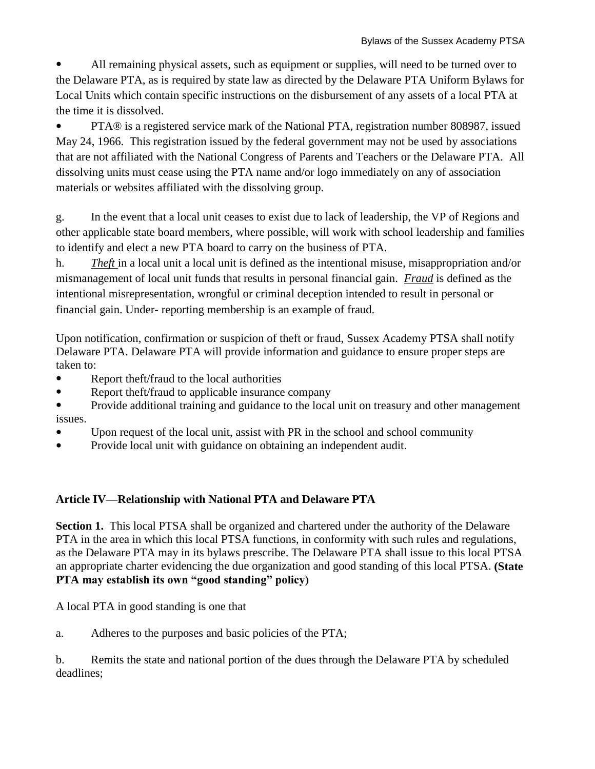- All remaining physical assets, such as equipment or supplies, will need to be turned over to the Delaware PTA, as is required by state law as directed by the Delaware PTA Uniform Bylaws for Local Units which contain specific instructions on the disbursement of any assets of a local PTA at the time it is dissolved.
- PTA® is a registered service mark of the National PTA, registration number 808987, issued May 24, 1966. This registration issued by the federal government may not be used by associations that are not affiliated with the National Congress of Parents and Teachers or the Delaware PTA. All dissolving units must cease using the PTA name and/or logo immediately on any of association materials or websites affiliated with the dissolving group.

g. In the event that a local unit ceases to exist due to lack of leadership, the VP of Regions and other applicable state board members, where possible, will work with school leadership and families to identify and elect a new PTA board to carry on the business of PTA.

h. <u>*Theft*</u> in a local unit a local unit is defined as the intentional misuse, misappropriation and/or mismanagement of local unit funds that results in personal financial gain. <u>*Fraud*</u> is defined as the intentional misrepresentation, wrongful or criminal deception intended to result in personal or financial gain. Under- reporting membership is an example of fraud.

Upon notification, confirmation or suspicion of theft or fraud, Sussex Academy PTSA shall notify Delaware PTA. Delaware PTA will provide information and guidance to ensure proper steps are taken to:

- Report theft/fraud to the local authorities
- Report theft/fraud to applicable insurance company
- Provide additional training and guidance to the local unit on treasury and other management issues.
- Upon request of the local unit, assist with PR in the school and school community
- Provide local unit with guidance on obtaining an independent audit.

## Article IV—Relationship with National PTA and Delaware PTA

**Section 1.** This local PTSA shall be organized and chartered under the authority of the Delaware PTA in the area in which this local PTSA functions, in conformity with such rules and regulations, as the Delaware PTA may in its bylaws prescribe. The Delaware PTA shall issue to this local PTSA an appropriate charter evidencing the due organization and good standing of this local PTSA. **(State PTA may establish its own "good standing" policy)**

A local PTA in good standing is one that

a. Adheres to the purposes and basic policies of the PTA;

b. Remits the state and national portion of the dues through the Delaware PTA by scheduled deadlines;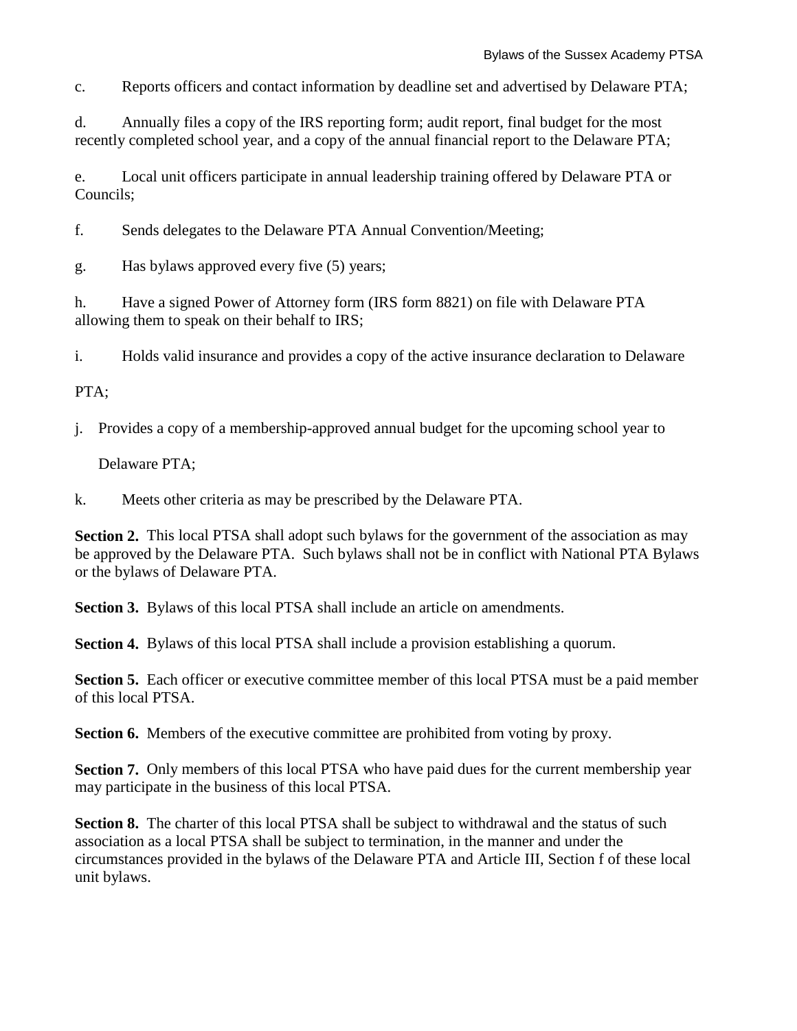c. Reports officers and contact information by deadline set and advertised by Delaware PTA;

d. Annually files a copy of the IRS reporting form; audit report, final budget for the most recently completed school year, and a copy of the annual financial report to the Delaware PTA;

e. Local unit officers participate in annual leadership training offered by Delaware PTA or Councils;

f. Sends delegates to the Delaware PTA Annual Convention/Meeting;

g. Has bylaws approved every five (5) years;

h. Have a signed Power of Attorney form (IRS form 8821) on file with Delaware PTA allowing them to speak on their behalf to IRS;

i. Holds valid insurance and provides a copy of the active insurance declaration to Delaware PTA;

j. Provides a copy of a membership-approved annual budget for the upcoming school year to Delaware PTA;

k. Meets other criteria as may be prescribed by the Delaware PTA.

**Section 2.** This local PTSA shall adopt such bylaws for the government of the association as may be approved by the Delaware PTA. Such bylaws shall not be in conflict with National PTA Bylaws or the bylaws of Delaware PTA.

**Section 3.** Bylaws of this local PTSA shall include an article on amendments.

**Section 4.** Bylaws of this local PTSA shall include a provision establishing a quorum.

**Section 5.** Each officer or executive committee member of this local PTSA must be a paid member of this local PTSA.

**Section 6.** Members of the executive committee are prohibited from voting by proxy.

**Section 7.** Only members of this local PTSA who have paid dues for the current membership year may participate in the business of this local PTSA.

**Section 8.** The charter of this local PTSA shall be subject to withdrawal and the status of such association as a local PTSA shall be subject to termination, in the manner and under the circumstances provided in the bylaws of the Delaware PTA and Article III, Section f of these local unit bylaws.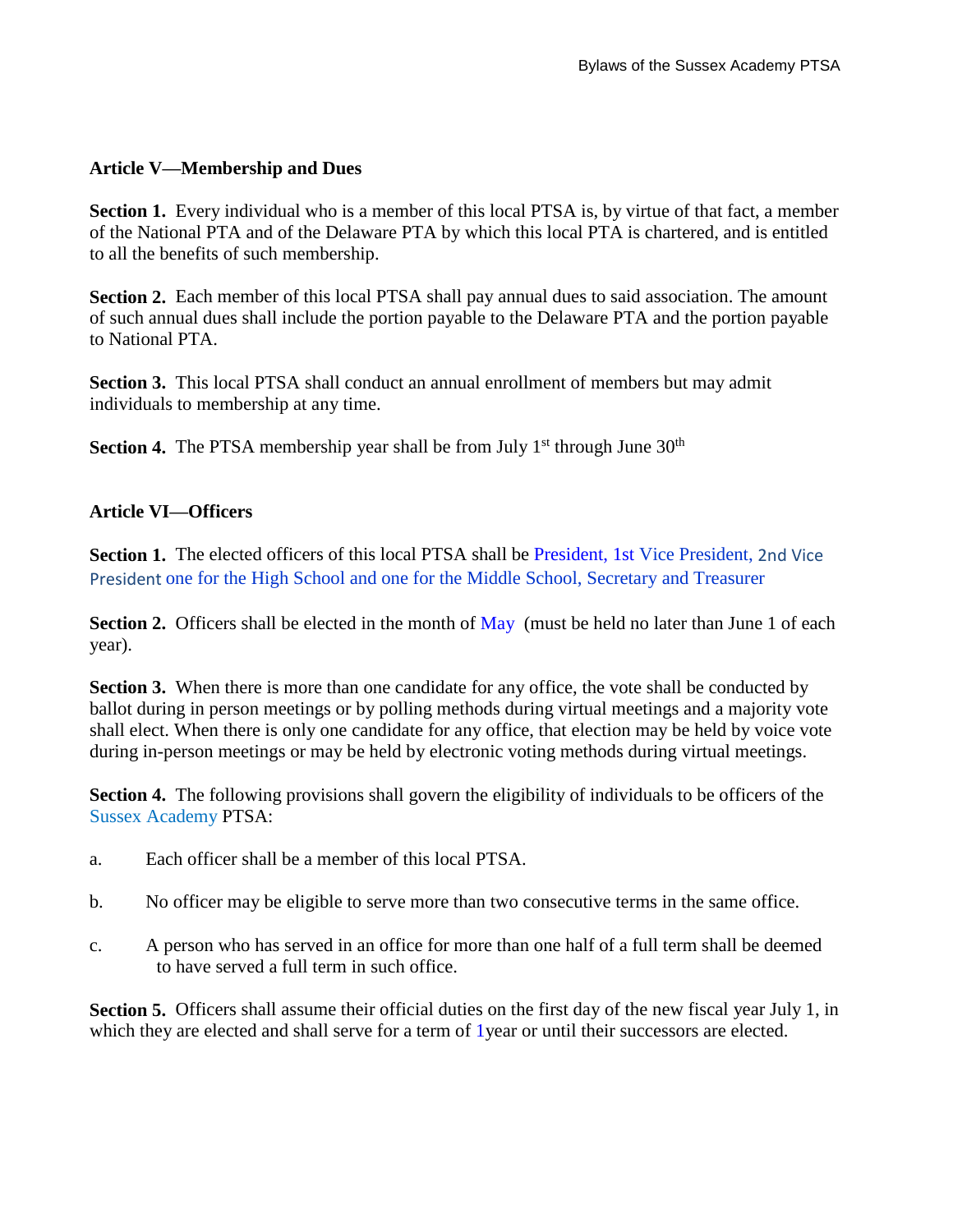## Article V—Membership and Dues

**Section 1.** Every individual who is a member of this local PTSA is, by virtue of that fact, a member of the National PTA and of the Delaware PTA by which this local PTA is chartered, and is entitled to all the benefits of such membership.

**Section 2.** Each member of this local PTSA shall pay annual dues to said association. The amount of such annual dues shall include the portion payable to the Delaware PTA and the portion payable to National PTA.

**Section 3.** This local PTSA shall conduct an annual enrollment of members but may admit individuals to membership at any time.

**Section 4.** The PTSA membership year shall be from July 1st through June 30th

## Article VI—Officers

**Section 1.** The elected officers of this local PTSA shall be President, 1st Vice President, 2nd Vice President one for the High School and one for the Middle School, Secretary and Treasurer

**Section 2.** Officers shall be elected in the month of May (must be held no later than June 1 of each year).

**Section 3.** When there is more than one candidate for any office, the vote shall be conducted by ballot during in person meetings or by polling methods during virtual meetings and a majority vote shall elect. When there is only one candidate for any office, that election may be held by voice vote during in-person meetings or may be held by electronic voting methods during virtual meetings.

**Section 4.** The following provisions shall govern the eligibility of individuals to be officers of the Sussex Academy PTSA:

a. Each officer shall be a member of this local PTSA.

b. No officer may be eligible to serve more than two consecutive terms in the same office.

c. A person who has served in an office for more than one half of a full term shall be deemed to have served a full term in such office.

**Section 5.** Officers shall assume their official duties on the first day of the new fiscal year July 1, in which they are elected and shall serve for a term of 1year or until their successors are elected.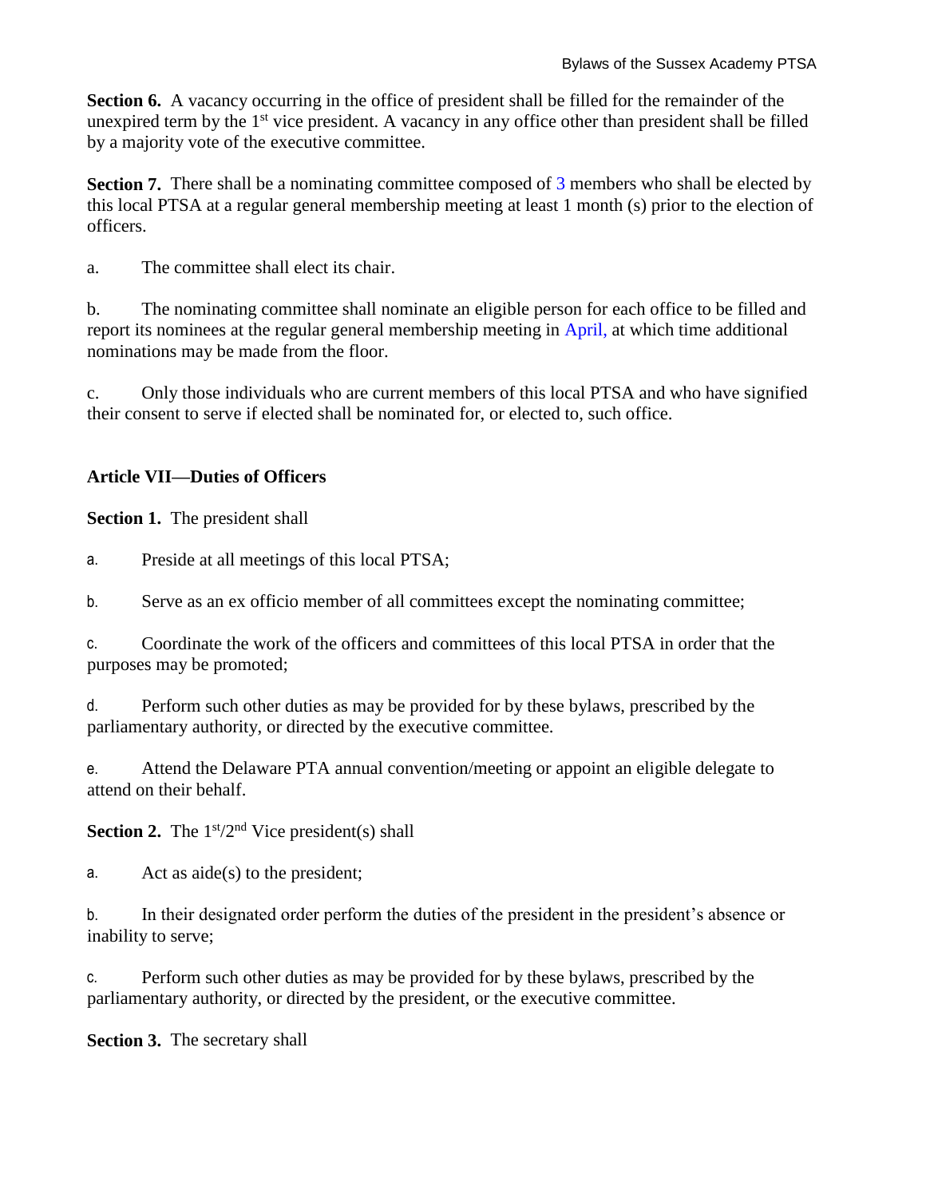**Section 6.** A vacancy occurring in the office of president shall be filled for the remainder of the unexpired term by the 1st vice president. A vacancy in any office other than president shall be filled by a majority vote of the executive committee.

**Section 7.** There shall be a nominating committee composed of 3 members who shall be elected by this local PTSA at a regular general membership meeting at least 1 month (s) prior to the election of officers.

a. The committee shall elect its chair.

b. The nominating committee shall nominate an eligible person for each office to be filled and report its nominees at the regular general membership meeting in April, at which time additional nominations may be made from the floor.

c. Only those individuals who are current members of this local PTSA and who have signified their consent to serve if elected shall be nominated for, or elected to, such office.

**Article VII—Duties of Officers**

**Section 1.** The president shall

a. Preside at all meetings of this local PTSA;

b. Serve as an ex officio member of all committees except the nominating committee;

c. Coordinate the work of the officers and committees of this local PTSA in order that the purposes may be promoted;

d. Perform such other duties as may be provided for by these bylaws, prescribed by the parliamentary authority, or directed by the executive committee.

e. Attend the Delaware PTA annual convention/meeting or appoint an eligible delegate to attend on their behalf.

**Section 2.** The 1st/2nd Vice president(s) shall

a. Act as aide(s) to the president;

b. In their designated order perform the duties of the president in the president's absence or inability to serve;

c. Perform such other duties as may be provided for by these bylaws, prescribed by the parliamentary authority, or directed by the president, or the executive committee.

**Section 3.** The secretary shall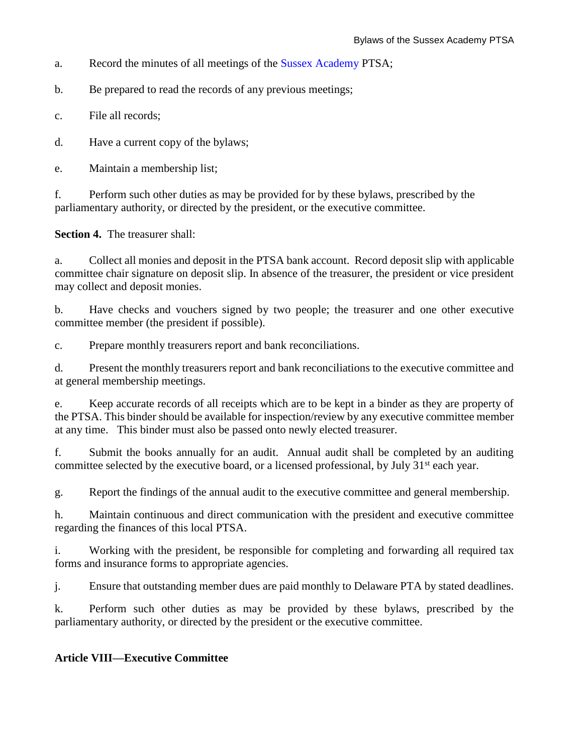a. Record the minutes of all meetings of the Sussex Academy PTSA;

b. Be prepared to read the records of any previous meetings;

c. File all records;

d. Have a current copy of the bylaws;

e. Maintain a membership list;

f. Perform such other duties as may be provided for by these bylaws, prescribed by the parliamentary authority, or directed by the president, or the executive committee.

**Section 4.** The treasurer shall:

a. Collect all monies and deposit in the PTSA bank account. Record deposit slip with applicable committee chair signature on deposit slip. In absence of the treasurer, the president or vice president may collect and deposit monies.

b. Have checks and vouchers signed by two people; the treasurer and one other executive committee member (the president if possible).

c. Prepare monthly treasurers report and bank reconciliations.

d. Present the monthly treasurers report and bank reconciliations to the executive committee and at general membership meetings.

e. Keep accurate records of all receipts which are to be kept in a binder as they are property of the PTSA. This binder should be available for inspection/review by any executive committee member at any time. This binder must also be passed onto newly elected treasurer.

f. Submit the books annually for an audit. Annual audit shall be completed by an auditing committee selected by the executive board, or a licensed professional, by July 31st each year.

g. Report the findings of the annual audit to the executive committee and general membership.

h. Maintain continuous and direct communication with the president and executive committee regarding the finances of this local PTSA.

i. Working with the president, be responsible for completing and forwarding all required tax forms and insurance forms to appropriate agencies.

j. Ensure that outstanding member dues are paid monthly to Delaware PTA by stated deadlines.

k. Perform such other duties as may be provided by these bylaws, prescribed by the parliamentary authority, or directed by the president or the executive committee.

## Article VIII—Executive Committee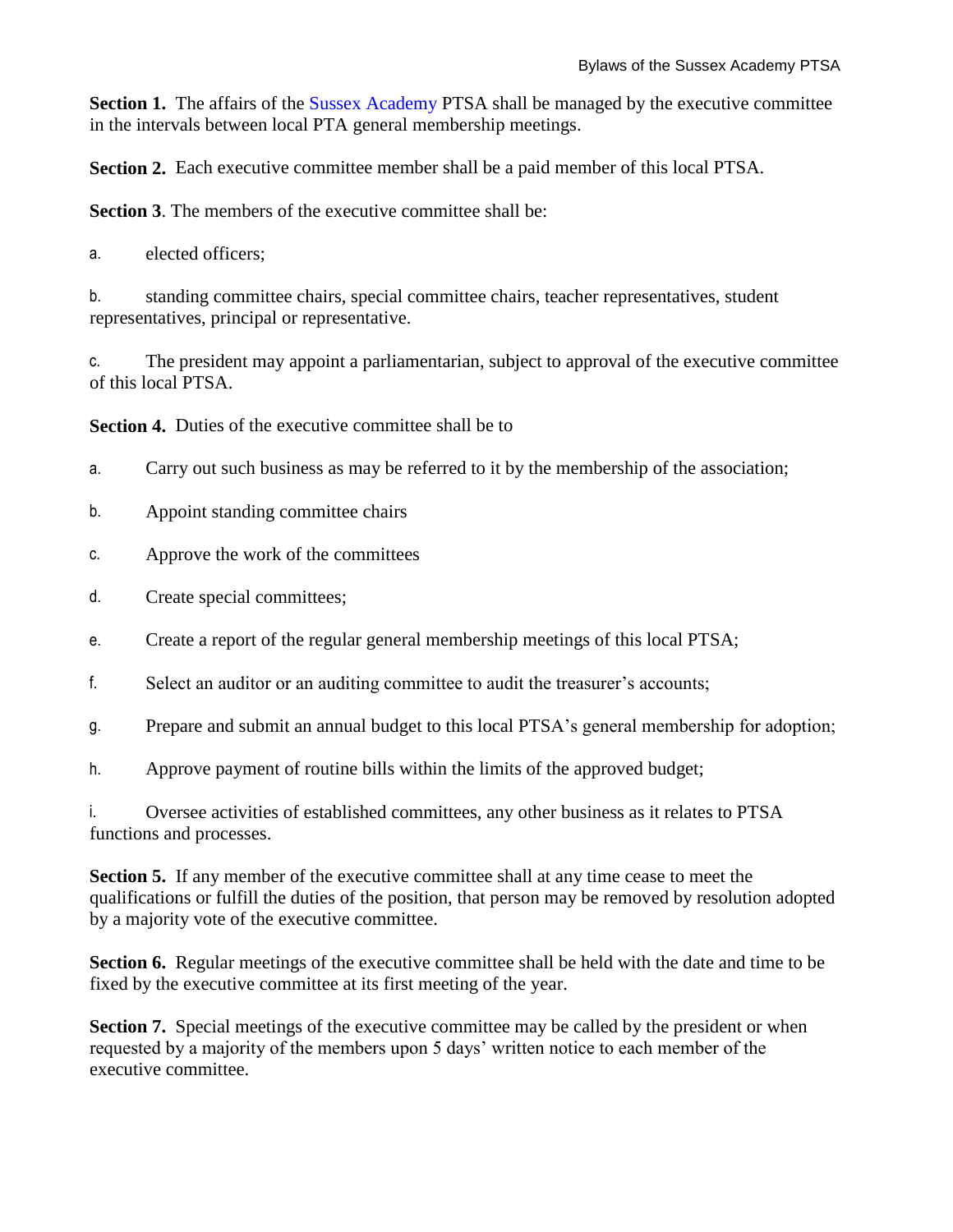**Section 1.** The affairs of the Sussex Academy PTSA shall be managed by the executive committee in the intervals between local PTA general membership meetings.

**Section 2.** Each executive committee member shall be a paid member of this local PTSA.

**Section 3**. The members of the executive committee shall be:

a. elected officers;

b. standing committee chairs, special committee chairs, teacher representatives, student representatives, principal or representative.

c. The president may appoint a parliamentarian, subject to approval of the executive committee of this local PTSA.

**Section 4.** Duties of the executive committee shall be to

a. Carry out such business as may be referred to it by the membership of the association;

b. Appoint standing committee chairs

c. Approve the work of the committees

d. Create special committees;

e. Create a report of the regular general membership meetings of this local PTSA;

f. Select an auditor or an auditing committee to audit the treasurer's accounts;

g. Prepare and submit an annual budget to this local PTSA's general membership for adoption;

h. Approve payment of routine bills within the limits of the approved budget;

i. Oversee activities of established committees, any other business as it relates to PTSA functions and processes.

**Section 5.** If any member of the executive committee shall at any time cease to meet the qualifications or fulfill the duties of the position, that person may be removed by resolution adopted by a majority vote of the executive committee.

**Section 6.** Regular meetings of the executive committee shall be held with the date and time to be fixed by the executive committee at its first meeting of the year.

**Section 7.** Special meetings of the executive committee may be called by the president or when requested by a majority of the members upon 5 days' written notice to each member of the executive committee.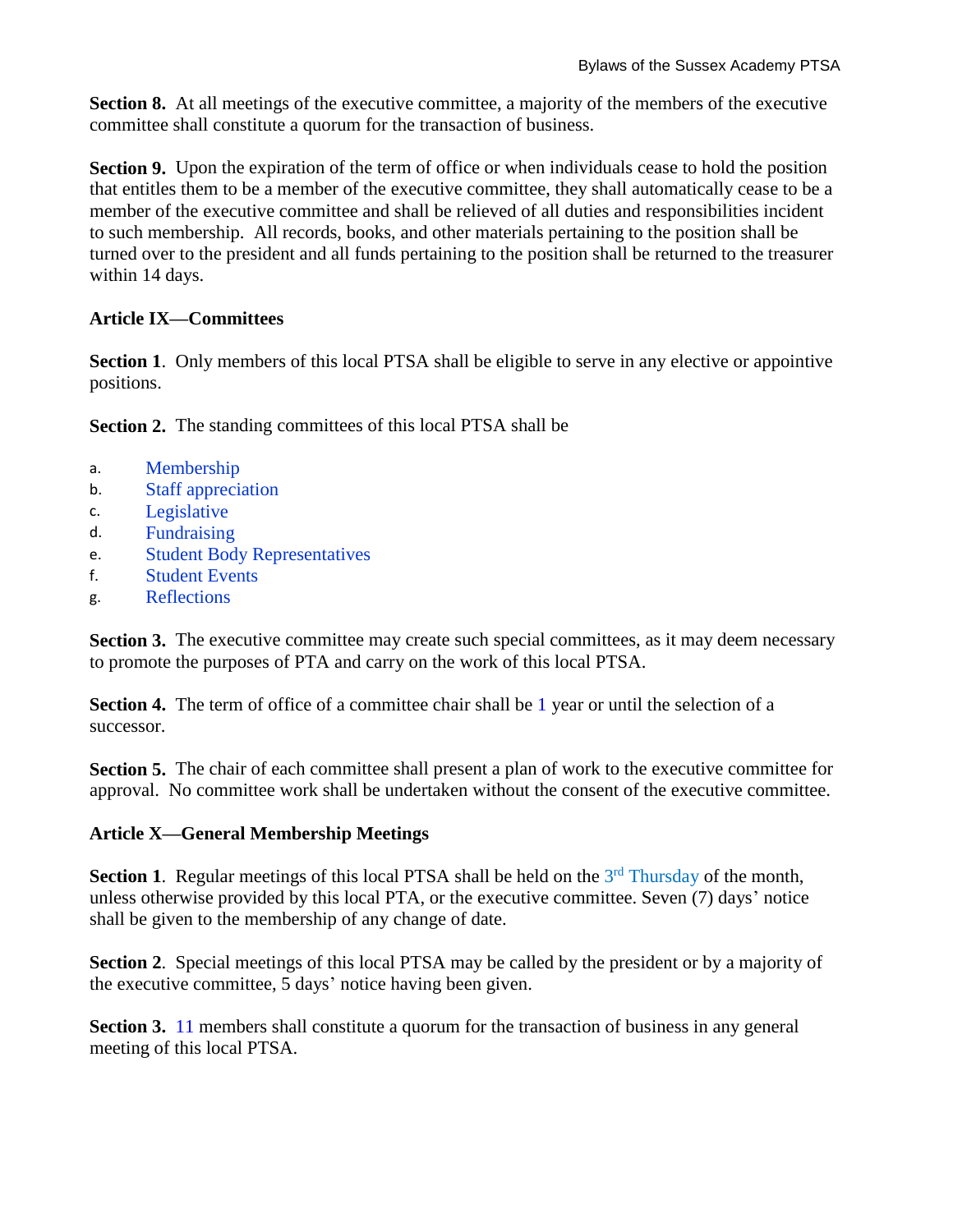**Section 8.** At all meetings of the executive committee, a majority of the members of the executive committee shall constitute a quorum for the transaction of business.

**Section 9.** Upon the expiration of the term of office or when individuals cease to hold the position that entitles them to be a member of the executive committee, they shall automatically cease to be a member of the executive committee and shall be relieved of all duties and responsibilities incident to such membership. All records, books, and other materials pertaining to the position shall be turned over to the president and all funds pertaining to the position shall be returned to the treasurer within 14 days.

## Article IX—Committees

**Section 1**. Only members of this local PTSA shall be eligible to serve in any elective or appointive positions.

**Section 2.** The standing committees of this local PTSA shall be

a. Membership
b. Staff appreciation
c. Legislative
d. Fundraising
e. Student Body Representatives
f. Student Events
g. Reflections

**Section 3.** The executive committee may create such special committees, as it may deem necessary to promote the purposes of PTA and carry on the work of this local PTSA.

**Section 4.** The term of office of a committee chair shall be 1 year or until the selection of a successor.

**Section 5.** The chair of each committee shall present a plan of work to the executive committee for approval. No committee work shall be undertaken without the consent of the executive committee.

## Article X—General Membership Meetings

**Section 1**. Regular meetings of this local PTSA shall be held on the 3rd Thursday of the month, unless otherwise provided by this local PTA, or the executive committee. Seven (7) days' notice shall be given to the membership of any change of date.

**Section 2**. Special meetings of this local PTSA may be called by the president or by a majority of the executive committee, 5 days' notice having been given.

**Section 3.** 11 members shall constitute a quorum for the transaction of business in any general meeting of this local PTSA.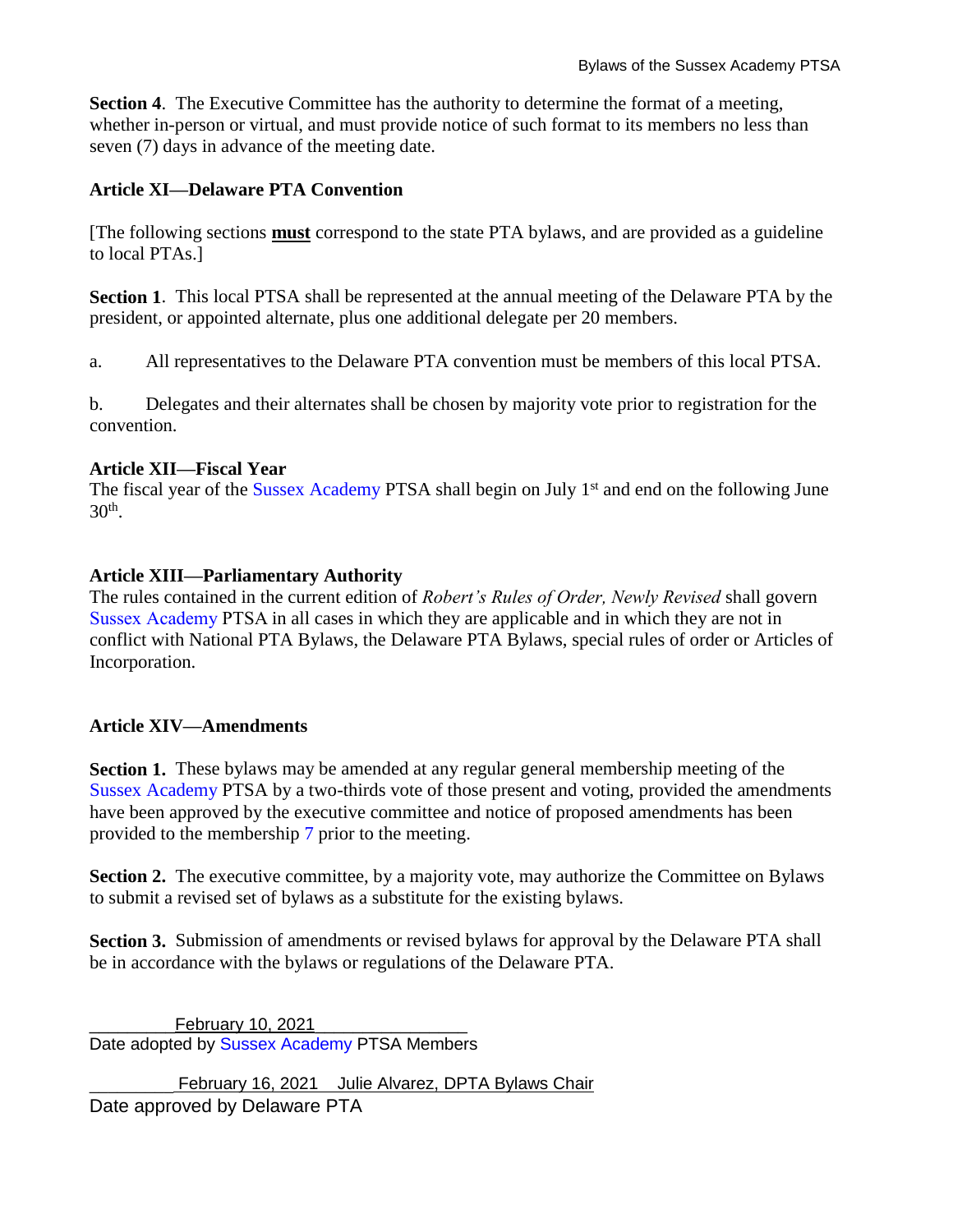**Section 4**. The Executive Committee has the authority to determine the format of a meeting, whether in-person or virtual, and must provide notice of such format to its members no less than seven (7) days in advance of the meeting date.

### Article XI—Delaware PTA Convention

[The following sections **must** correspond to the state PTA bylaws, and are provided as a guideline to local PTAs.]

**Section 1**. This local PTSA shall be represented at the annual meeting of the Delaware PTA by the president, or appointed alternate, plus one additional delegate per 20 members.

a. All representatives to the Delaware PTA convention must be members of this local PTSA.

b. Delegates and their alternates shall be chosen by majority vote prior to registration for the convention.

### Article XII—Fiscal Year

The fiscal year of the Sussex Academy PTSA shall begin on July 1st and end on the following June 30th.

### Article XIII—Parliamentary Authority

The rules contained in the current edition of *Robert's Rules of Order, Newly Revised* shall govern Sussex Academy PTSA in all cases in which they are applicable and in which they are not in conflict with National PTA Bylaws, the Delaware PTA Bylaws, special rules of order or Articles of Incorporation.

### Article XIV—Amendments

**Section 1.** These bylaws may be amended at any regular general membership meeting of the Sussex Academy PTSA by a two-thirds vote of those present and voting, provided the amendments have been approved by the executive committee and notice of proposed amendments has been provided to the membership 7 prior to the meeting.

**Section 2.** The executive committee, by a majority vote, may authorize the Committee on Bylaws to submit a revised set of bylaws as a substitute for the existing bylaws.

**Section 3.** Submission of amendments or revised bylaws for approval by the Delaware PTA shall be in accordance with the bylaws or regulations of the Delaware PTA.

February 10, 2021
Date adopted by Sussex Academy PTSA Members

February 16, 2021 Julie Alvarez, DPTA Bylaws Chair
Date approved by Delaware PTA